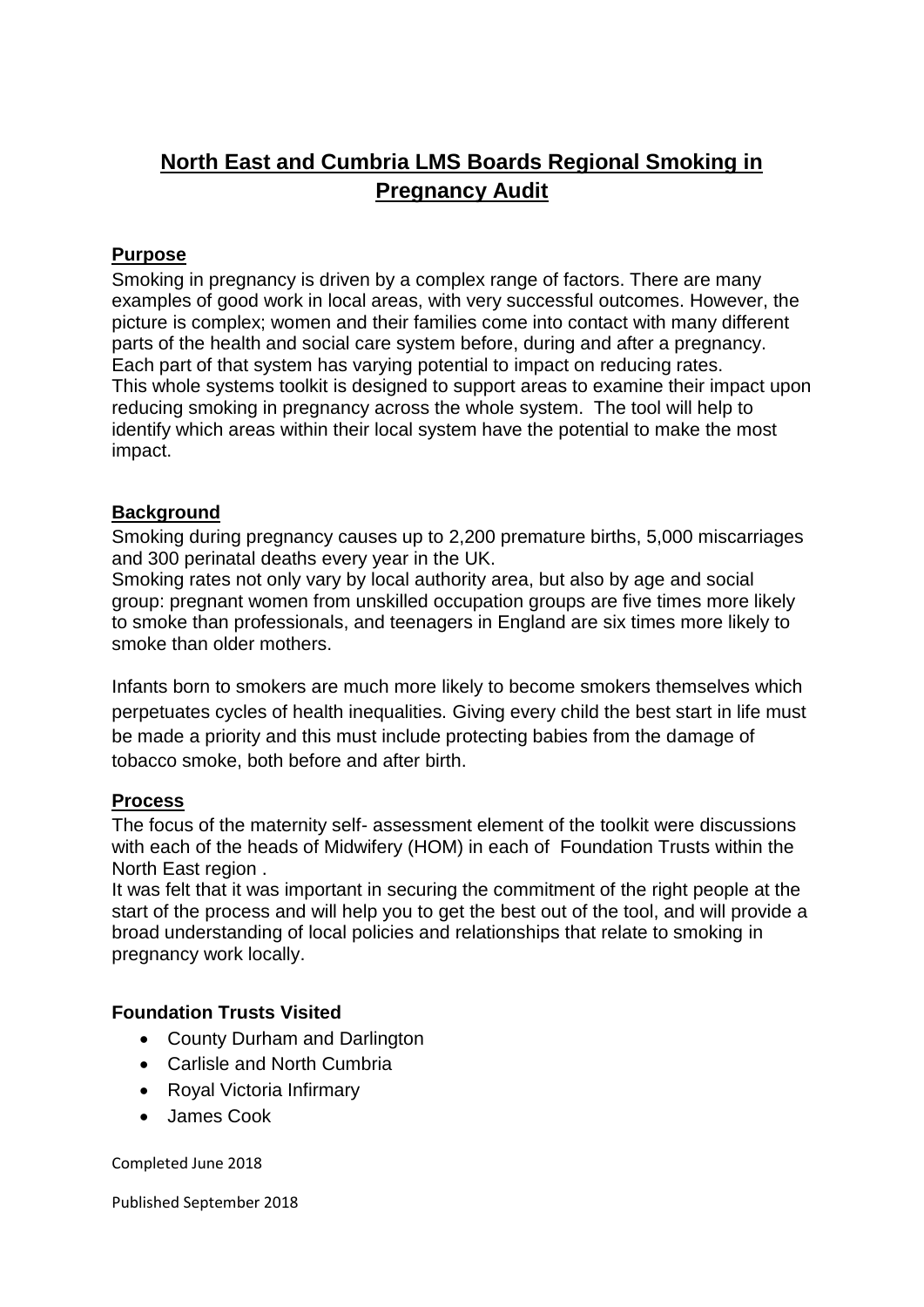# North East and Cumbria LMS Boards Regional Smoking in Pregnancy Audit

## Purpose

Smoking in pregnancy is driven by a complex range of factors. There are many examples of good work in local areas, with very successful outcomes. However, the picture is complex; women and their families come into contact with many different parts of the health and social care system before, during and after a pregnancy. Each part of that system has varying potential to impact on reducing rates. This whole systems toolkit is designed to support areas to examine their impact upon reducing smoking in pregnancy across the whole system. The tool will help to identify which areas within their local system have the potential to make the most impact.

## Background

Smoking during pregnancy causes up to 2,200 premature births, 5,000 miscarriages and 300 perinatal deaths every year in the UK.
Smoking rates not only vary by local authority area, but also by age and social group: pregnant women from unskilled occupation groups are five times more likely to smoke than professionals, and teenagers in England are six times more likely to smoke than older mothers.

Infants born to smokers are much more likely to become smokers themselves which perpetuates cycles of health inequalities. Giving every child the best start in life must be made a priority and this must include protecting babies from the damage of tobacco smoke, both before and after birth.

## Process

The focus of the maternity self- assessment element of the toolkit were discussions with each of the heads of Midwifery (HOM) in each of Foundation Trusts within the North East region .
It was felt that it was important in securing the commitment of the right people at the start of the process and will help you to get the best out of the tool, and will provide a broad understanding of local policies and relationships that relate to smoking in pregnancy work locally.

### Foundation Trusts Visited

- County Durham and Darlington
- Carlisle and North Cumbria
- Royal Victoria Infirmary
- James Cook

Completed June 2018

Published September 2018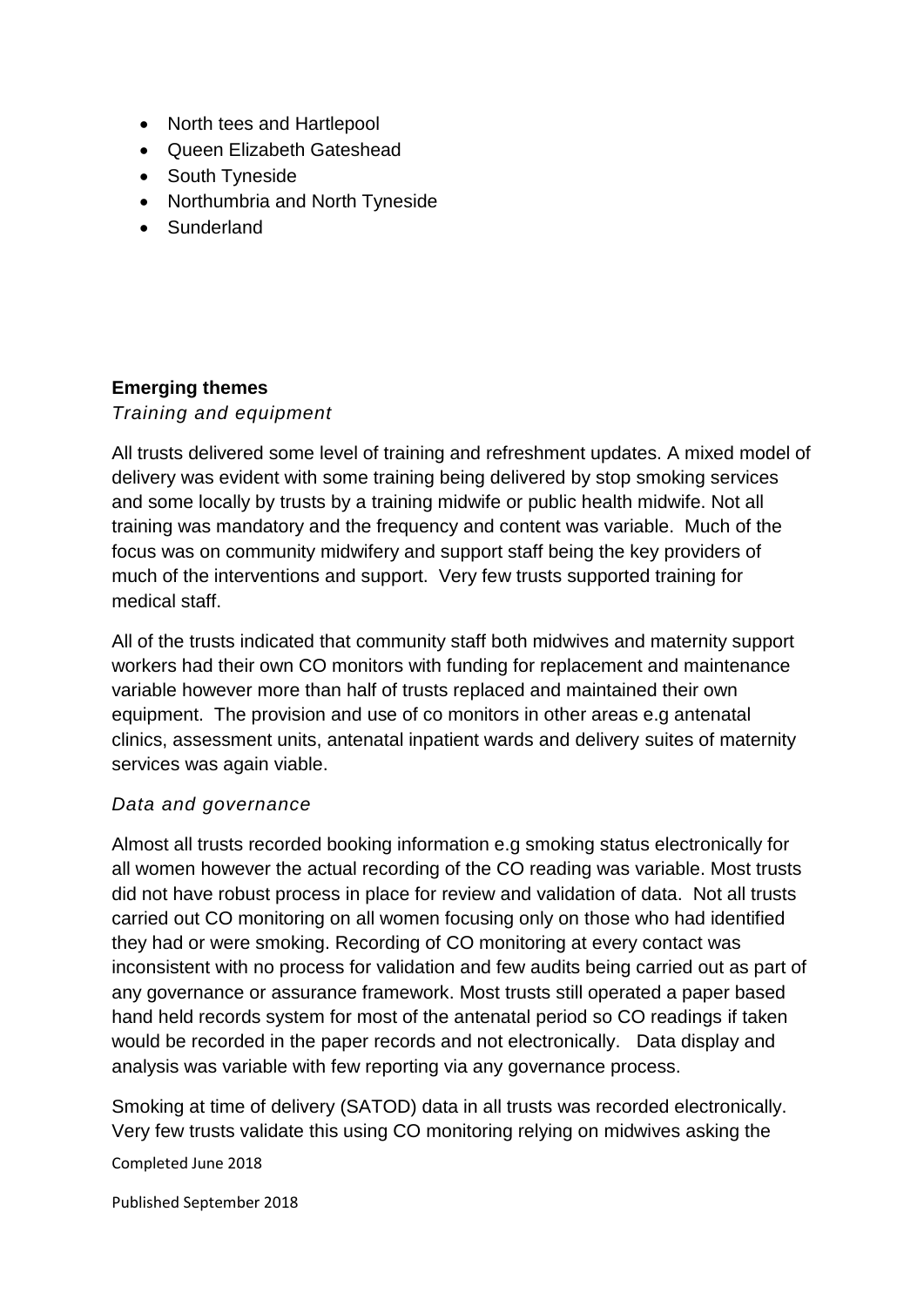- North tees and Hartlepool
- Queen Elizabeth Gateshead
- South Tyneside
- Northumbria and North Tyneside
- Sunderland

**Emerging themes**

*Training and equipment*

All trusts delivered some level of training and refreshment updates. A mixed model of delivery was evident with some training being delivered by stop smoking services and some locally by trusts by a training midwife or public health midwife. Not all training was mandatory and the frequency and content was variable. Much of the focus was on community midwifery and support staff being the key providers of much of the interventions and support. Very few trusts supported training for medical staff.

All of the trusts indicated that community staff both midwives and maternity support workers had their own CO monitors with funding for replacement and maintenance variable however more than half of trusts replaced and maintained their own equipment. The provision and use of co monitors in other areas e.g antenatal clinics, assessment units, antenatal inpatient wards and delivery suites of maternity services was again viable.

*Data and governance*

Almost all trusts recorded booking information e.g smoking status electronically for all women however the actual recording of the CO reading was variable. Most trusts did not have robust process in place for review and validation of data. Not all trusts carried out CO monitoring on all women focusing only on those who had identified they had or were smoking. Recording of CO monitoring at every contact was inconsistent with no process for validation and few audits being carried out as part of any governance or assurance framework. Most trusts still operated a paper based hand held records system for most of the antenatal period so CO readings if taken would be recorded in the paper records and not electronically. Data display and analysis was variable with few reporting via any governance process.

Smoking at time of delivery (SATOD) data in all trusts was recorded electronically. Very few trusts validate this using CO monitoring relying on midwives asking the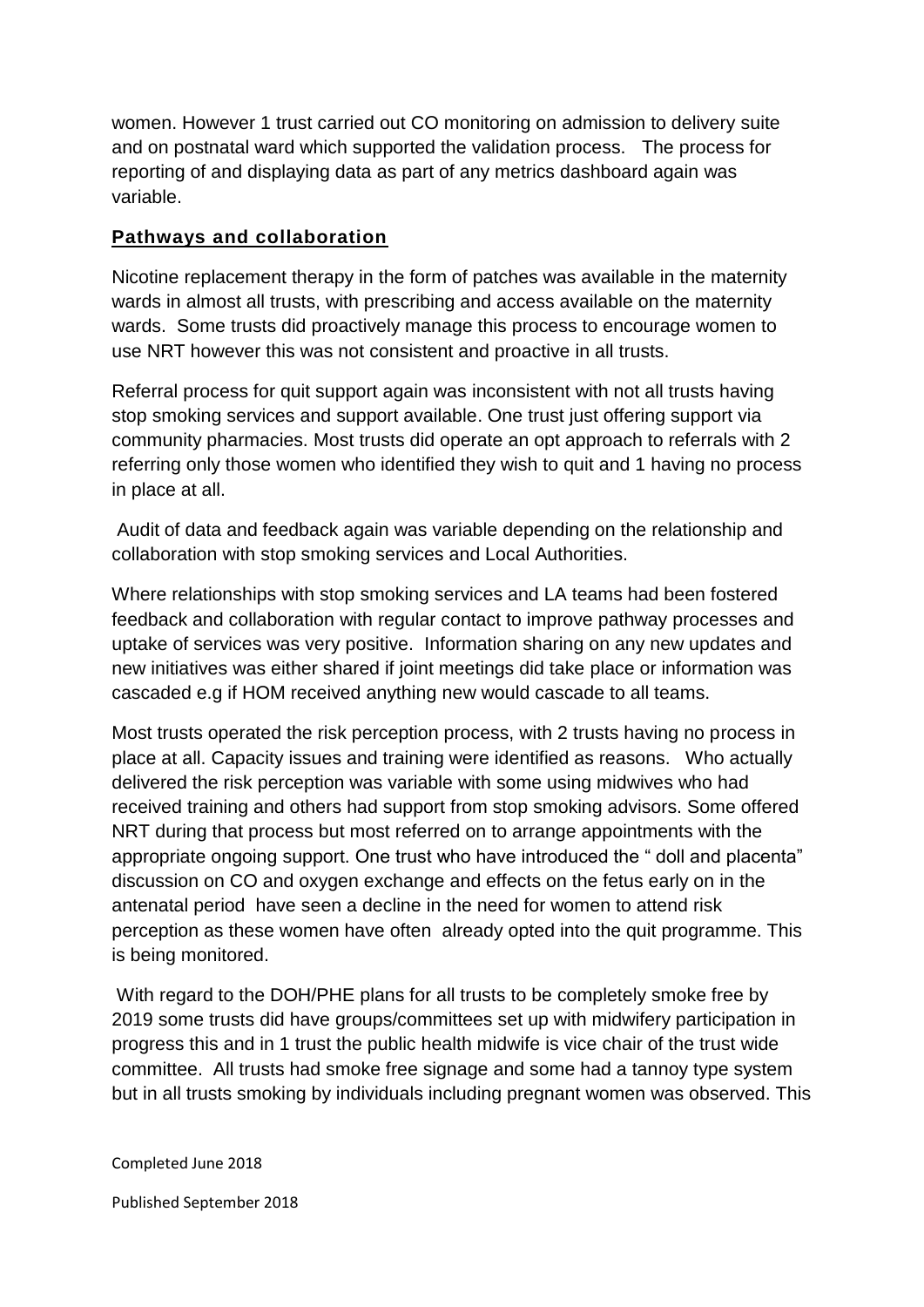women. However 1 trust carried out CO monitoring on admission to delivery suite and on postnatal ward which supported the validation process. The process for reporting of and displaying data as part of any metrics dashboard again was variable.

## **Pathways and collaboration**

Nicotine replacement therapy in the form of patches was available in the maternity wards in almost all trusts, with prescribing and access available on the maternity wards. Some trusts did proactively manage this process to encourage women to use NRT however this was not consistent and proactive in all trusts.

Referral process for quit support again was inconsistent with not all trusts having stop smoking services and support available. One trust just offering support via community pharmacies. Most trusts did operate an opt approach to referrals with 2 referring only those women who identified they wish to quit and 1 having no process in place at all.

Audit of data and feedback again was variable depending on the relationship and collaboration with stop smoking services and Local Authorities.

Where relationships with stop smoking services and LA teams had been fostered feedback and collaboration with regular contact to improve pathway processes and uptake of services was very positive. Information sharing on any new updates and new initiatives was either shared if joint meetings did take place or information was cascaded e.g if HOM received anything new would cascade to all teams.

Most trusts operated the risk perception process, with 2 trusts having no process in place at all. Capacity issues and training were identified as reasons. Who actually delivered the risk perception was variable with some using midwives who had received training and others had support from stop smoking advisors. Some offered NRT during that process but most referred on to arrange appointments with the appropriate ongoing support. One trust who have introduced the " doll and placenta" discussion on CO and oxygen exchange and effects on the fetus early on in the antenatal period have seen a decline in the need for women to attend risk perception as these women have often already opted into the quit programme. This is being monitored.

With regard to the DOH/PHE plans for all trusts to be completely smoke free by 2019 some trusts did have groups/committees set up with midwifery participation in progress this and in 1 trust the public health midwife is vice chair of the trust wide committee. All trusts had smoke free signage and some had a tannoy type system but in all trusts smoking by individuals including pregnant women was observed. This

Completed June 2018

Published September 2018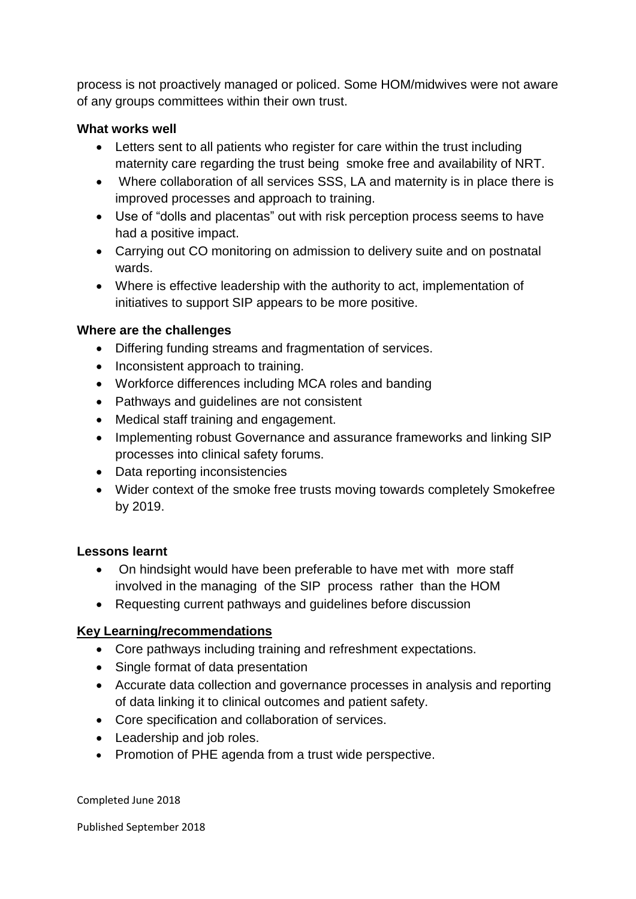process is not proactively managed or policed. Some HOM/midwives were not aware of any groups committees within their own trust.

**What works well**

- Letters sent to all patients who register for care within the trust including maternity care regarding the trust being smoke free and availability of NRT.
- Where collaboration of all services SSS, LA and maternity is in place there is improved processes and approach to training.
- Use of "dolls and placentas" out with risk perception process seems to have had a positive impact.
- Carrying out CO monitoring on admission to delivery suite and on postnatal wards.
- Where is effective leadership with the authority to act, implementation of initiatives to support SIP appears to be more positive.

**Where are the challenges**

- Differing funding streams and fragmentation of services.
- Inconsistent approach to training.
- Workforce differences including MCA roles and banding
- Pathways and guidelines are not consistent
- Medical staff training and engagement.
- Implementing robust Governance and assurance frameworks and linking SIP processes into clinical safety forums.
- Data reporting inconsistencies
- Wider context of the smoke free trusts moving towards completely Smokefree by 2019.

**Lessons learnt**

- On hindsight would have been preferable to have met with more staff involved in the managing of the SIP process rather than the HOM
- Requesting current pathways and guidelines before discussion

**Key Learning/recommendations**

- Core pathways including training and refreshment expectations.
- Single format of data presentation
- Accurate data collection and governance processes in analysis and reporting of data linking it to clinical outcomes and patient safety.
- Core specification and collaboration of services.
- Leadership and job roles.
- Promotion of PHE agenda from a trust wide perspective.

Completed June 2018

Published September 2018